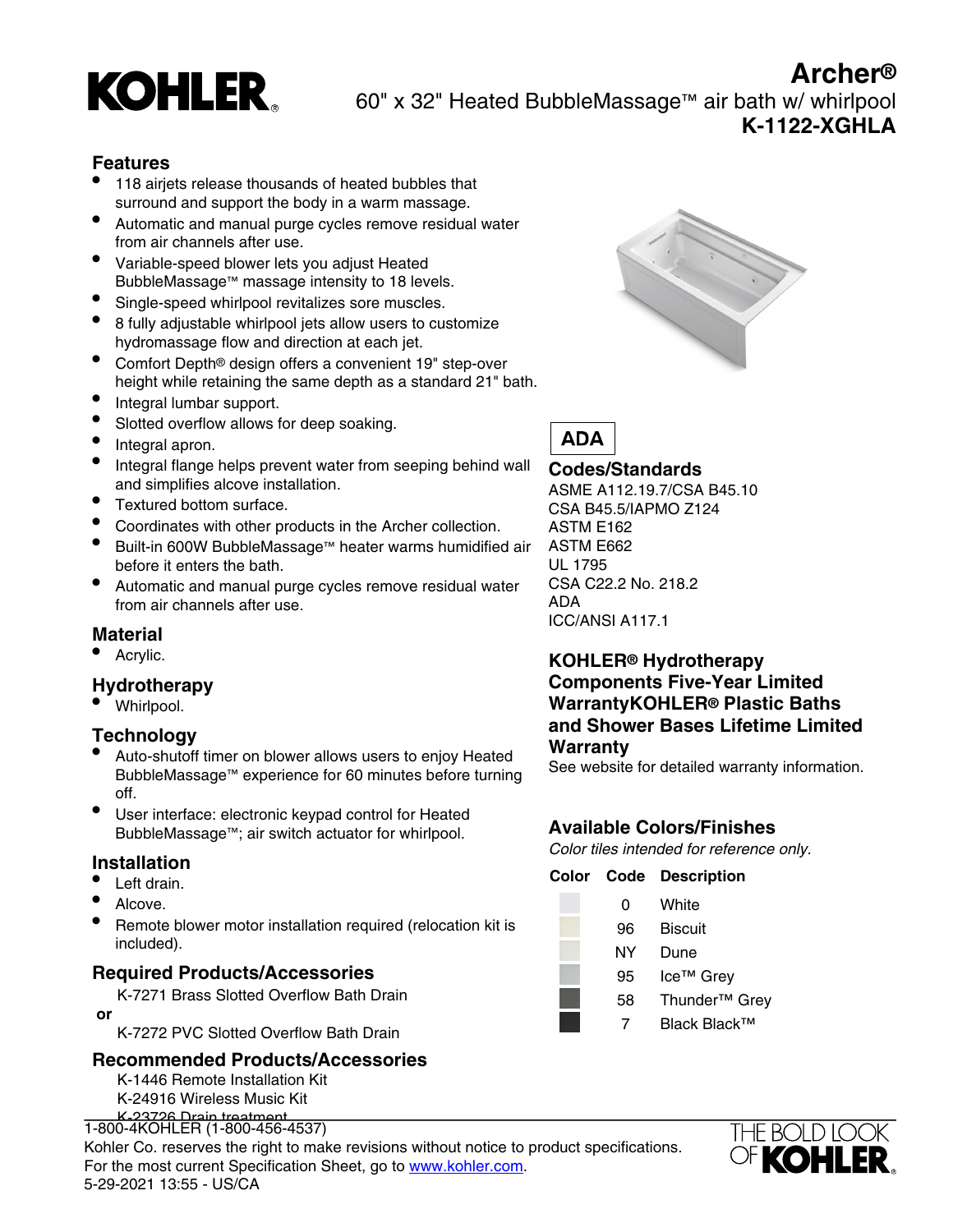# KOHLER

# Archer®

## 60" x 32" Heated BubbleMassage™ air bath w/ whirlpool

**K-1122-XGHLA**

## Features

- 118 airjets release thousands of heated bubbles that surround and support the body in a warm massage.
- Automatic and manual purge cycles remove residual water from air channels after use.
- Variable-speed blower lets you adjust Heated BubbleMassage™ massage intensity to 18 levels.
- Single-speed whirlpool revitalizes sore muscles.
- 8 fully adjustable whirlpool jets allow users to customize hydromassage flow and direction at each jet.
- Comfort Depth® design offers a convenient 19" step-over height while retaining the same depth as a standard 21" bath.
- Integral lumbar support.
- Slotted overflow allows for deep soaking.
- Integral apron.
- Integral flange helps prevent water from seeping behind wall and simplifies alcove installation.
- Textured bottom surface.
- Coordinates with other products in the Archer collection.
- Built-in 600W BubbleMassage™ heater warms humidified air before it enters the bath.
- Automatic and manual purge cycles remove residual water from air channels after use.

## Material

- Acrylic.

## Hydrotherapy

- Whirlpool.

## Technology

- Auto-shutoff timer on blower allows users to enjoy Heated BubbleMassage™ experience for 60 minutes before turning off.
- User interface: electronic keypad control for Heated BubbleMassage™; air switch actuator for whirlpool.

## Installation

- Left drain.
- Alcove.
- Remote blower motor installation required (relocation kit is included).

## Required Products/Accessories

K-7271 Brass Slotted Overflow Bath Drain

**or**

K-7272 PVC Slotted Overflow Bath Drain

## Recommended Products/Accessories

K-1446 Remote Installation Kit

K-24916 Wireless Music Kit

K-23726 Drain treatment

ADA

## Codes/Standards

ASME A112.19.7/CSA B45.10
CSA B45.5/IAPMO Z124
ASTM E162
ASTM E662
UL 1795
CSA C22.2 No. 218.2
ADA
ICC/ANSI A117.1

## KOHLER® Hydrotherapy Components Five-Year Limited WarrantyKOHLER® Plastic Baths and Shower Bases Lifetime Limited Warranty

See website for detailed warranty information.

## Available Colors/Finishes

*Color tiles intended for reference only.*

| Color | Code | Description |
| --- | --- | --- |
| | 0 | White |
| | 96 | Biscuit |
| | NY | Dune |
| | 95 | Ice™ Grey |
| | 58 | Thunder™ Grey |
| | 7 | Black Black™ |

1-800-4KOHLER (1-800-456-4537)

Kohler Co. reserves the right to make revisions without notice to product specifications.

For the most current Specification Sheet, go to www.kohler.com.

5-29-2021 13:55 - US/CA

THE BOLD LOOK OF KOHLER.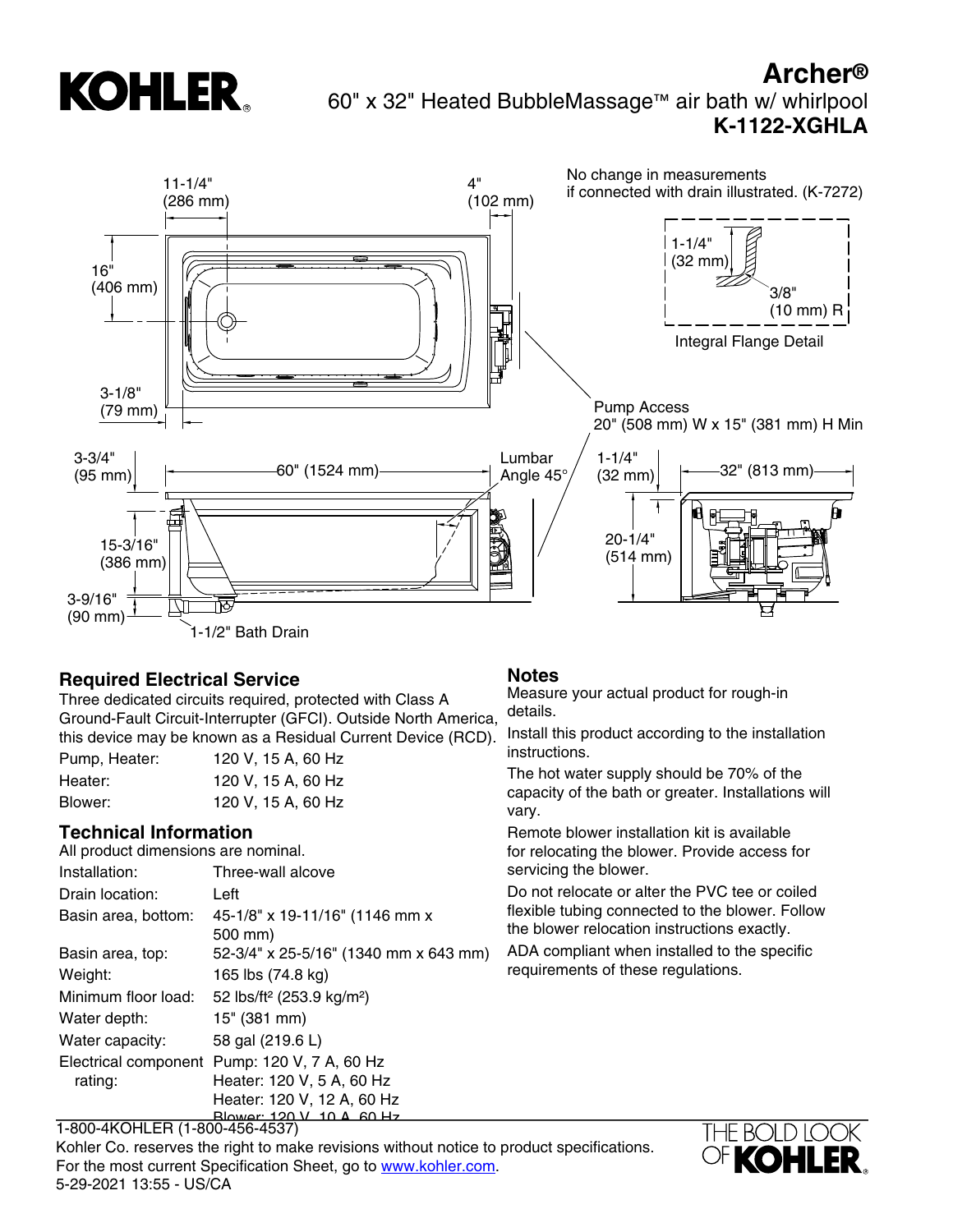# Archer®

60" x 32" Heated BubbleMassage™ air bath w/ whirlpool

**K-1122-XGHLA**

11-1/4"
(286 mm)

4"
(102 mm)

No change in measurements
if connected with drain illustrated. (K-7272)

16"
(406 mm)

1-1/4"
(32 mm)

3/8"
(10 mm) R

Integral Flange Detail

3-1/8"
(79 mm)

Pump Access
20" (508 mm) W x 15" (381 mm) H Min

3-3/4"
(95 mm)

60" (1524 mm)

Lumbar
Angle 45°

1-1/4"
(32 mm)

32" (813 mm)

15-3/16"
(386 mm)

20-1/4"
(514 mm)

3-9/16"
(90 mm)

1-1/2" Bath Drain

## Required Electrical Service

Three dedicated circuits required, protected with Class A Ground-Fault Circuit-Interrupter (GFCI). Outside North America, this device may be known as a Residual Current Device (RCD).

| | |
|---|---|
| Pump, Heater: | 120 V, 15 A, 60 Hz |
| Heater: | 120 V, 15 A, 60 Hz |
| Blower: | 120 V, 15 A, 60 Hz |

## Technical Information

All product dimensions are nominal.

| | |
|---|---|
| Installation: | Three-wall alcove |
| Drain location: | Left |
| Basin area, bottom: | 45-1/8" x 19-11/16" (1146 mm x 500 mm) |
| Basin area, top: | 52-3/4" x 25-5/16" (1340 mm x 643 mm) |
| Weight: | 165 lbs (74.8 kg) |
| Minimum floor load: | 52 lbs/ft² (253.9 kg/m²) |
| Water depth: | 15" (381 mm) |
| Water capacity: | 58 gal (219.6 L) |
| Electrical component rating: | Pump: 120 V, 7 A, 60 Hz<br>Heater: 120 V, 5 A, 60 Hz<br>Heater: 120 V, 12 A, 60 Hz<br>Blower: 120 V, 10 A, 60 Hz |

## Notes

Measure your actual product for rough-in details.

Install this product according to the installation instructions.

The hot water supply should be 70% of the capacity of the bath or greater. Installations will vary.

Remote blower installation kit is available for relocating the blower. Provide access for servicing the blower.

Do not relocate or alter the PVC tee or coiled flexible tubing connected to the blower. Follow the blower relocation instructions exactly.

ADA compliant when installed to the specific requirements of these regulations.

1-800-4KOHLER (1-800-456-4537)

Kohler Co. reserves the right to make revisions without notice to product specifications.
For the most current Specification Sheet, go to www.kohler.com.

5-29-2021 13:55 - US/CA

THE BOLD LOOK OF KOHLER